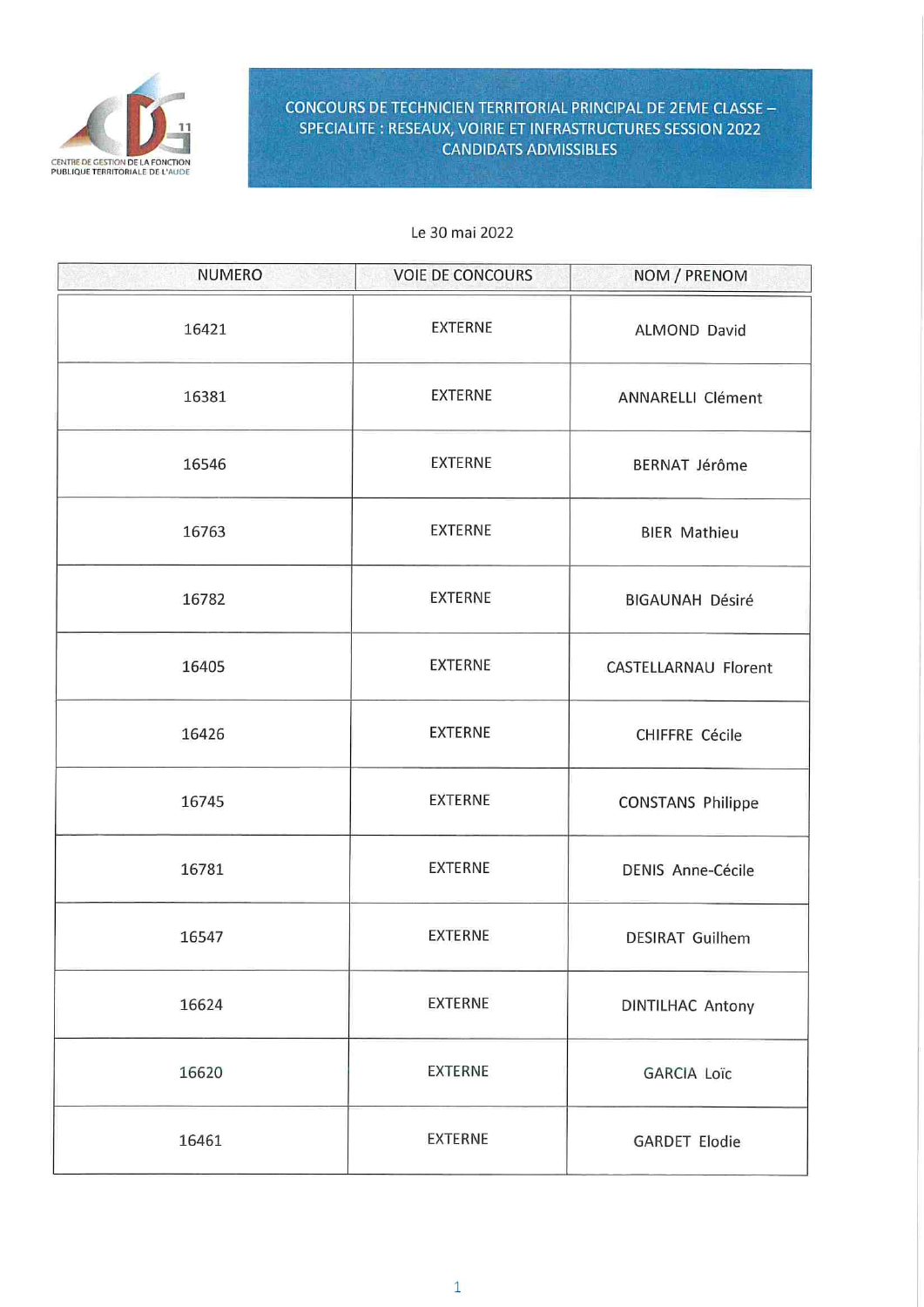CENTRE DE GESTION DE LA FONCTION PUBLIQUE TERRITORIALE DE L'AUDE

# CONCOURS DE TECHNICIEN TERRITORIAL PRINCIPAL DE 2EME CLASSE – SPECIALITE : RESEAUX, VOIRIE ET INFRASTRUCTURES SESSION 2022 CANDIDATS ADMISSIBLES

Le 30 mai 2022

| NUMERO | VOIE DE CONCOURS | NOM / PRENOM |
|---|---|---|
| 16421 | EXTERNE | ALMOND David |
| 16381 | EXTERNE | ANNARELLI Clément |
| 16546 | EXTERNE | BERNAT Jérôme |
| 16763 | EXTERNE | BIER Mathieu |
| 16782 | EXTERNE | BIGAUNAH Désiré |
| 16405 | EXTERNE | CASTELLARNAU Florent |
| 16426 | EXTERNE | CHIFFRE Cécile |
| 16745 | EXTERNE | CONSTANS Philippe |
| 16781 | EXTERNE | DENIS Anne-Cécile |
| 16547 | EXTERNE | DESIRAT Guilhem |
| 16624 | EXTERNE | DINTILHAC Antony |
| 16620 | EXTERNE | GARCIA Loïc |
| 16461 | EXTERNE | GARDET Elodie |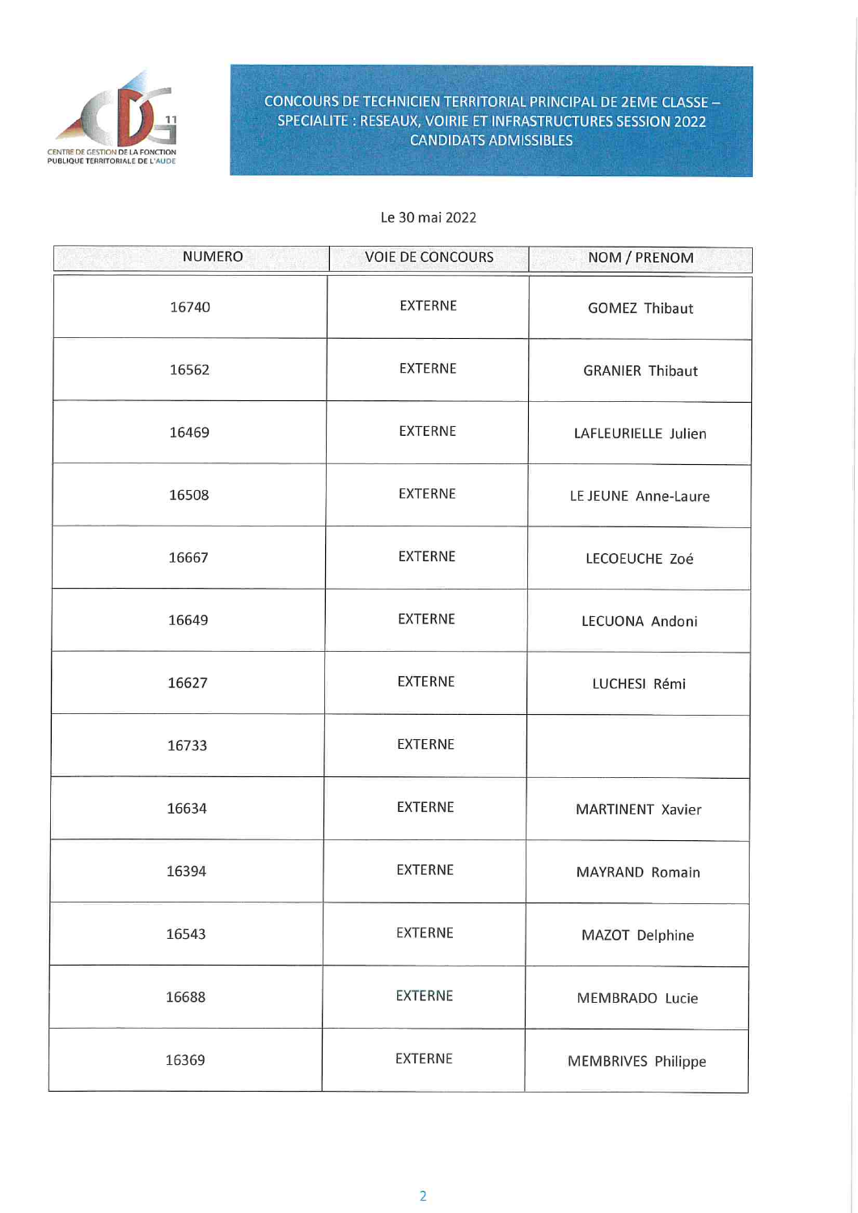CONCOURS DE TECHNICIEN TERRITORIAL PRINCIPAL DE 2EME CLASSE – SPECIALITE : RESEAUX, VOIRIE ET INFRASTRUCTURES SESSION 2022 CANDIDATS ADMISSIBLES

Le 30 mai 2022

| NUMERO | VOIE DE CONCOURS | NOM / PRENOM |
|---|---|---|
| 16740 | EXTERNE | GOMEZ Thibaut |
| 16562 | EXTERNE | GRANIER Thibaut |
| 16469 | EXTERNE | LAFLEURIELLE Julien |
| 16508 | EXTERNE | LE JEUNE Anne-Laure |
| 16667 | EXTERNE | LECOEUCHE Zoé |
| 16649 | EXTERNE | LECUONA Andoni |
| 16627 | EXTERNE | LUCHESI Rémi |
| 16733 | EXTERNE | |
| 16634 | EXTERNE | MARTINENT Xavier |
| 16394 | EXTERNE | MAYRAND Romain |
| 16543 | EXTERNE | MAZOT Delphine |
| 16688 | EXTERNE | MEMBRADO Lucie |
| 16369 | EXTERNE | MEMBRIVES Philippe |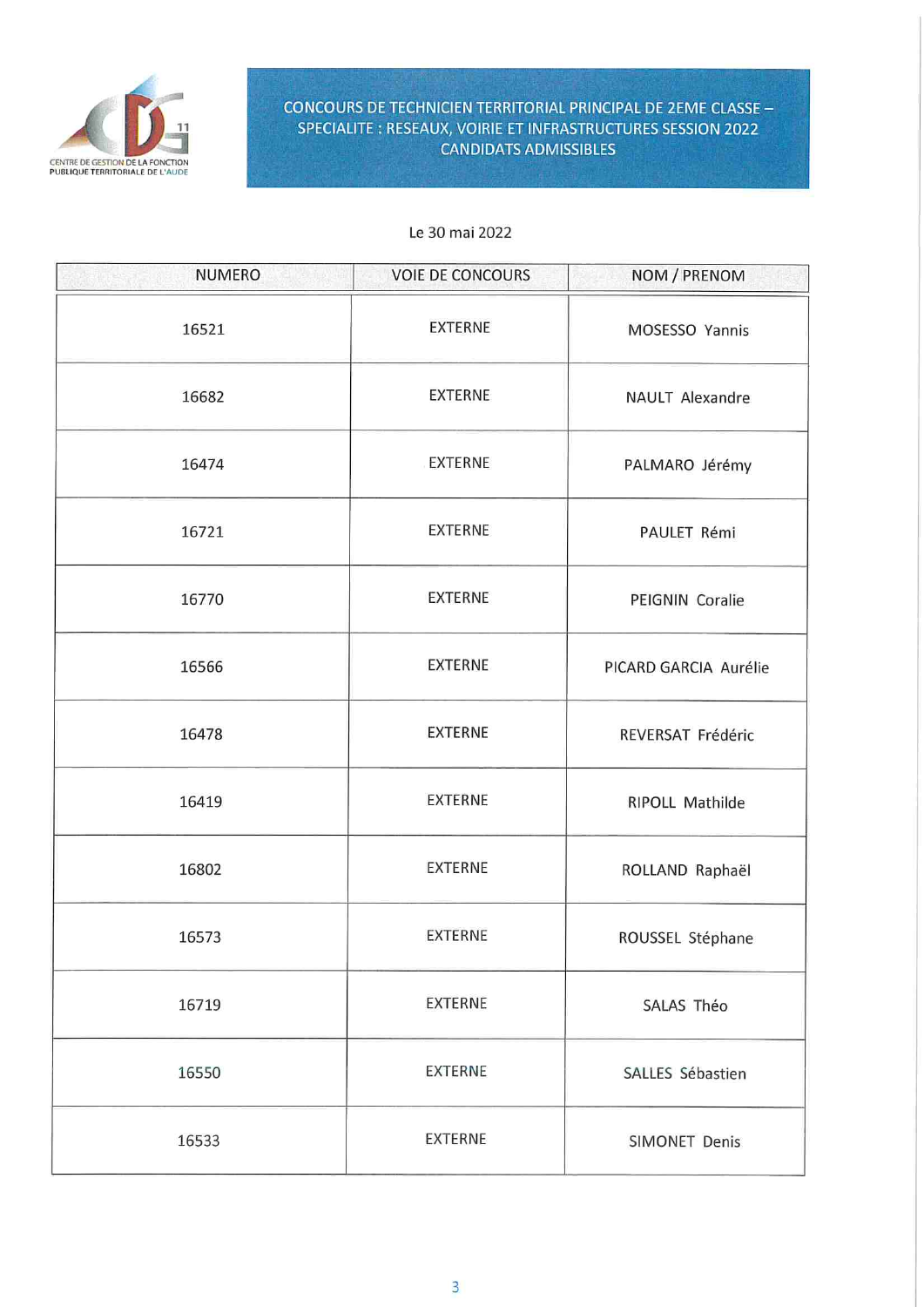CENTRE DE GESTION DE LA FONCTION PUBLIQUE TERRITORIALE DE L'AUDE

# CONCOURS DE TECHNICIEN TERRITORIAL PRINCIPAL DE 2EME CLASSE – SPECIALITE : RESEAUX, VOIRIE ET INFRASTRUCTURES SESSION 2022 CANDIDATS ADMISSIBLES

Le 30 mai 2022

| NUMERO | VOIE DE CONCOURS | NOM / PRENOM |
|---|---|---|
| 16521 | EXTERNE | MOSESSO Yannis |
| 16682 | EXTERNE | NAULT Alexandre |
| 16474 | EXTERNE | PALMARO Jérémy |
| 16721 | EXTERNE | PAULET Rémi |
| 16770 | EXTERNE | PEIGNIN Coralie |
| 16566 | EXTERNE | PICARD GARCIA Aurélie |
| 16478 | EXTERNE | REVERSAT Frédéric |
| 16419 | EXTERNE | RIPOLL Mathilde |
| 16802 | EXTERNE | ROLLAND Raphaël |
| 16573 | EXTERNE | ROUSSEL Stéphane |
| 16719 | EXTERNE | SALAS Théo |
| 16550 | EXTERNE | SALLES Sébastien |
| 16533 | EXTERNE | SIMONET Denis |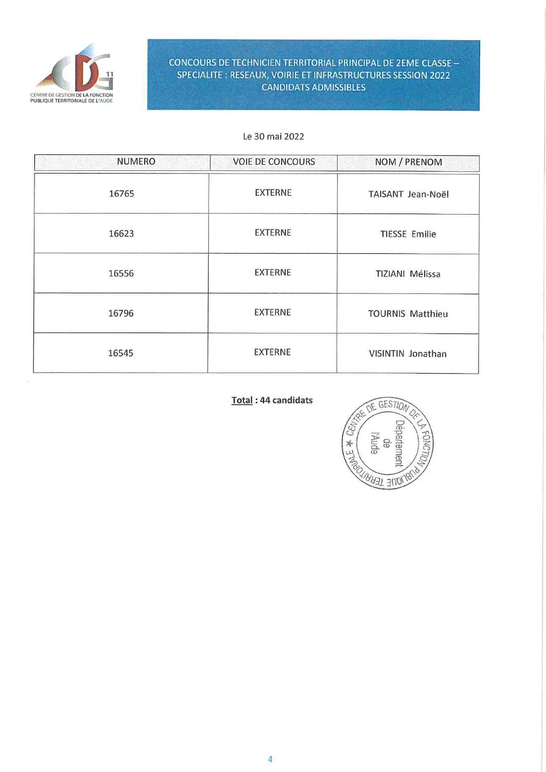CENTRE DE GESTION DE LA FONCTION PUBLIQUE TERRITORIALE DE L'AUDE

# CONCOURS DE TECHNICIEN TERRITORIAL PRINCIPAL DE 2EME CLASSE – SPECIALITE : RESEAUX, VOIRIE ET INFRASTRUCTURES SESSION 2022 CANDIDATS ADMISSIBLES

Le 30 mai 2022

| NUMERO | VOIE DE CONCOURS | NOM / PRENOM |
|---|---|---|
| 16765 | EXTERNE | TAISANT Jean-Noël |
| 16623 | EXTERNE | TIESSE Emilie |
| 16556 | EXTERNE | TIZIANI Mélissa |
| 16796 | EXTERNE | TOURNIS Matthieu |
| 16545 | EXTERNE | VISINTIN Jonathan |

**Total : 44 candidats**

CENTRE DE GESTION DE LA FONCTION PUBLIQUE TERRITORIALE – Département de l'Aude